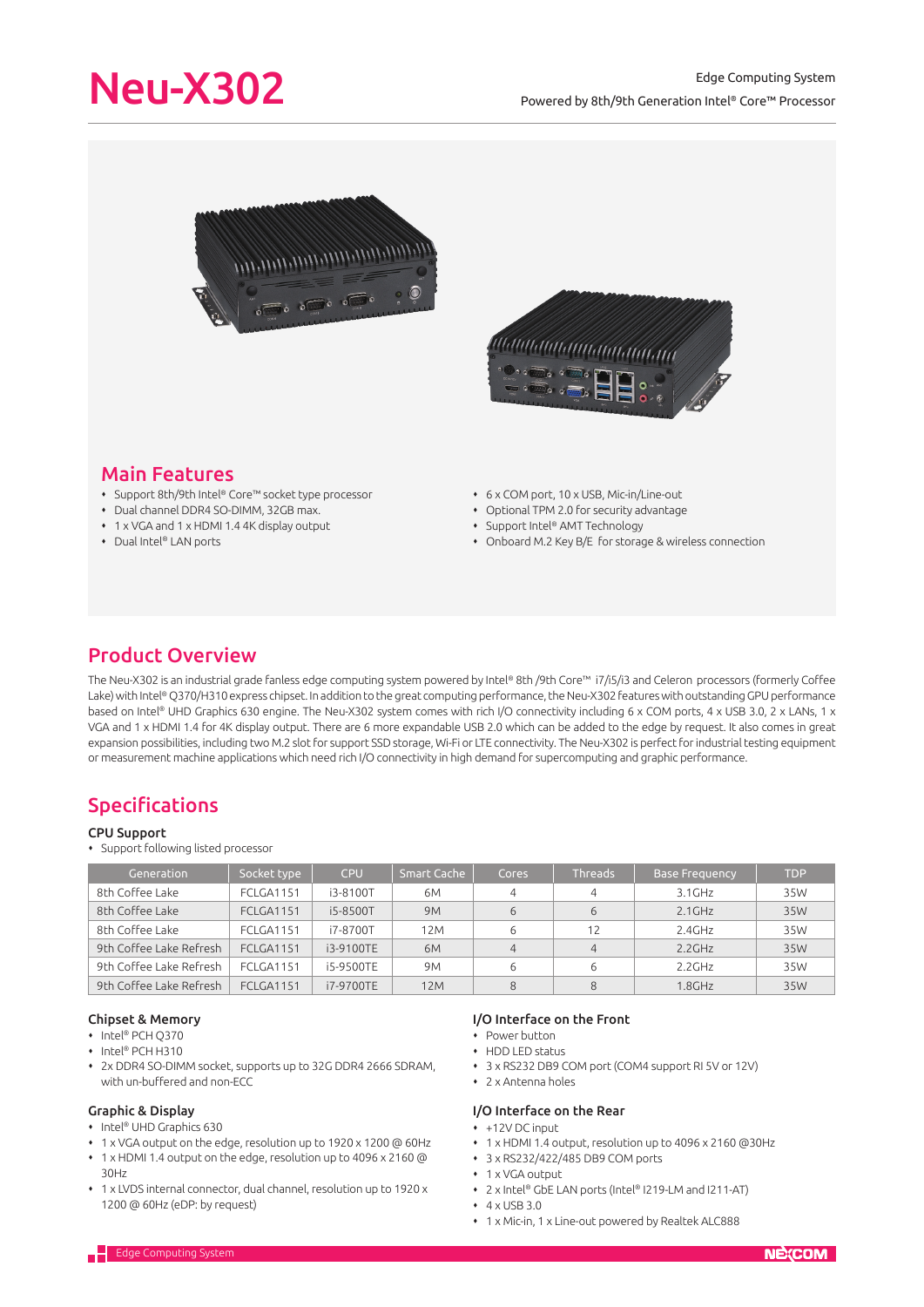# Neu-X302

Edge Computing System

Powered by 8th/9th Generation Intel® Core™ Processor

## Main Features

- Support 8th/9th Intel® Core™ socket type processor
- Dual channel DDR4 SO-DIMM, 32GB max.
- 1 x VGA and 1 x HDMI 1.4 4K display output
- Dual Intel® LAN ports
- 6 x COM port, 10 x USB, Mic-in/Line-out
- Optional TPM 2.0 for security advantage
- Support Intel® AMT Technology
- Onboard M.2 Key B/E for storage & wireless connection

## Product Overview

The Neu-X302 is an industrial grade fanless edge computing system powered by Intel® 8th /9th Core™ i7/i5/i3 and Celeron processors (formerly Coffee Lake) with Intel® Q370/H310 express chipset. In addition to the great computing performance, the Neu-X302 features with outstanding GPU performance based on Intel® UHD Graphics 630 engine. The Neu-X302 system comes with rich I/O connectivity including 6 x COM ports, 4 x USB 3.0, 2 x LANs, 1 x VGA and 1 x HDMI 1.4 for 4K display output. There are 6 more expandable USB 2.0 which can be added to the edge by request. It also comes in great expansion possibilities, including two M.2 slot for support SSD storage, Wi-Fi or LTE connectivity. The Neu-X302 is perfect for industrial testing equipment or measurement machine applications which need rich I/O connectivity in high demand for supercomputing and graphic performance.

## Specifications

### CPU Support

- Support following listed processor

| Generation | Socket type | CPU | Smart Cache | Cores | Threads | Base Frequency | TDP |
|---|---|---|---|---|---|---|---|
| 8th Coffee Lake | FCLGA1151 | i3-8100T | 6M | 4 | 4 | 3.1GHz | 35W |
| 8th Coffee Lake | FCLGA1151 | i5-8500T | 9M | 6 | 6 | 2.1GHz | 35W |
| 8th Coffee Lake | FCLGA1151 | i7-8700T | 12M | 6 | 12 | 2.4GHz | 35W |
| 9th Coffee Lake Refresh | FCLGA1151 | i3-9100TE | 6M | 4 | 4 | 2.2GHz | 35W |
| 9th Coffee Lake Refresh | FCLGA1151 | i5-9500TE | 9M | 6 | 6 | 2.2GHz | 35W |
| 9th Coffee Lake Refresh | FCLGA1151 | i7-9700TE | 12M | 8 | 8 | 1.8GHz | 35W |

### Chipset & Memory

- Intel® PCH Q370
- Intel® PCH H310
- 2x DDR4 SO-DIMM socket, supports up to 32G DDR4 2666 SDRAM, with un-buffered and non-ECC

### Graphic & Display

- Intel® UHD Graphics 630
- 1 x VGA output on the edge, resolution up to 1920 x 1200 @ 60Hz
- 1 x HDMI 1.4 output on the edge, resolution up to 4096 x 2160 @ 30Hz
- 1 x LVDS internal connector, dual channel, resolution up to 1920 x 1200 @ 60Hz (eDP: by request)

### I/O Interface on the Front

- Power button
- HDD LED status
- 3 x RS232 DB9 COM port (COM4 support RI 5V or 12V)
- 2 x Antenna holes

### I/O Interface on the Rear

- +12V DC input
- 1 x HDMI 1.4 output, resolution up to 4096 x 2160 @30Hz
- 3 x RS232/422/485 DB9 COM ports
- 1 x VGA output
- 2 x Intel® GbE LAN ports (Intel® I219-LM and I211-AT)
- 4 x USB 3.0
- 1 x Mic-in, 1 x Line-out powered by Realtek ALC888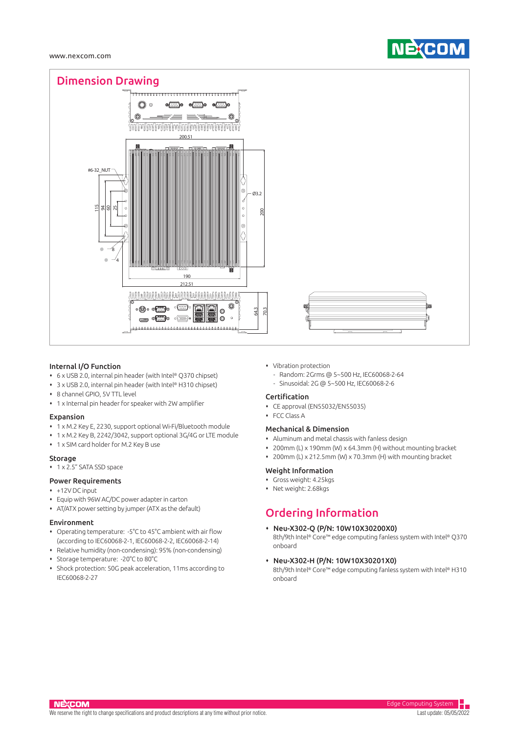## Dimension Drawing

200.51

#6-32_NUT

115
94
60
25

Ø3.2

200

8

4

190

212.51

64.3

70.3

### Internal I/O Function

- 6 x USB 2.0, internal pin header (with Intel® Q370 chipset)
- 3 x USB 2.0, internal pin header (with Intel® H310 chipset)
- 8 channel GPIO, 5V TTL level
- 1 x Internal pin header for speaker with 2W amplifier

### Expansion

- 1 x M.2 Key E, 2230, support optional Wi-Fi/Bluetooth module
- 1 x M.2 Key B, 2242/3042, support optional 3G/4G or LTE module
- 1 x SIM card holder for M.2 Key B use

### Storage

- 1 x 2.5" SATA SSD space

### Power Requirements

- +12V DC input
- Equip with 96W AC/DC power adapter in carton
- AT/ATX power setting by jumper (ATX as the default)

### Environment

- Operating temperature: -5°C to 45°C ambient with air flow (according to IEC60068-2-1, IEC60068-2-2, IEC60068-2-14)
- Relative humidity (non-condensing): 95% (non-condensing)
- Storage temperature: -20°C to 80°C
- Shock protection: 50G peak acceleration, 11ms according to IEC60068-2-27
- Vibration protection
  - Random: 2Grms @ 5~500 Hz, IEC60068-2-64
  - Sinusoidal: 2G @ 5~500 Hz, IEC60068-2-6

### Certification

- CE approval (EN55032/EN55035)
- FCC Class A

### Mechanical & Dimension

- Aluminum and metal chassis with fanless design
- 200mm (L) x 190mm (W) x 64.3mm (H) without mounting bracket
- 200mm (L) x 212.5mm (W) x 70.3mm (H) with mounting bracket

### Weight Information

- Gross weight: 4.25kgs
- Net weight: 2.68kgs

## Ordering Information

- **Neu-X302-Q (P/N: 10W10X30200X0)**
  8th/9th Intel® Core™ edge computing fanless system with Intel® Q370 onboard

- **Neu-X302-H (P/N: 10W10X30201X0)**
  8th/9th Intel® Core™ edge computing fanless system with Intel® H310 onboard